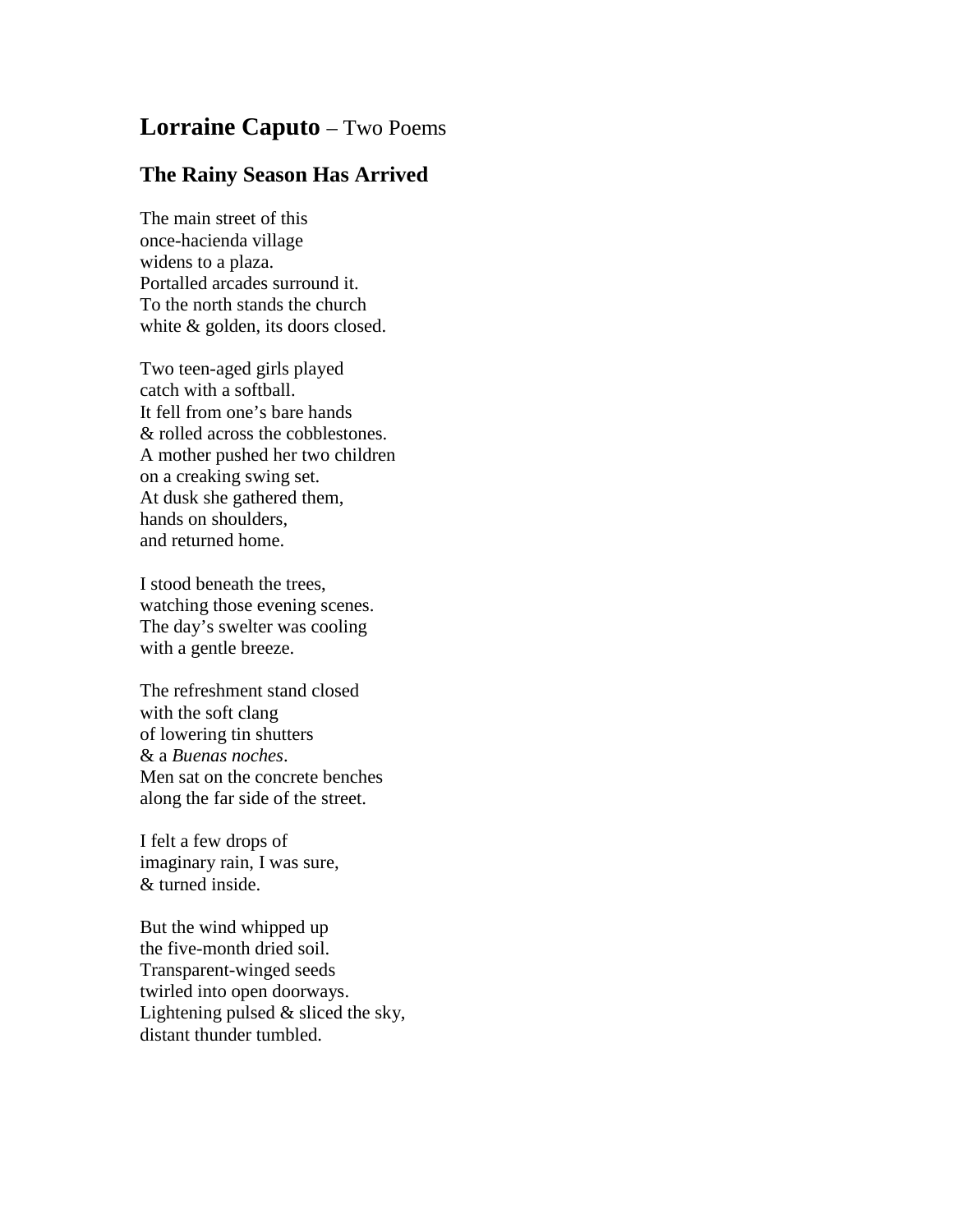# **Lorraine Caputo** – Two Poems

## The Rainy Season Has Arrived

The main street of this  
once-hacienda village  
widens to a plaza.  
Portalled arcades surround it.  
To the north stands the church  
white & golden, its doors closed.

Two teen-aged girls played  
catch with a softball.  
It fell from one's bare hands  
& rolled across the cobblestones.  
A mother pushed her two children  
on a creaking swing set.  
At dusk she gathered them,  
hands on shoulders,  
and returned home.

I stood beneath the trees,  
watching those evening scenes.  
The day's swelter was cooling  
with a gentle breeze.

The refreshment stand closed  
with the soft clang  
of lowering tin shutters  
& a *Buenas noches*.  
Men sat on the concrete benches  
along the far side of the street.

I felt a few drops of  
imaginary rain, I was sure,  
& turned inside.

But the wind whipped up  
the five-month dried soil.  
Transparent-winged seeds  
twirled into open doorways.  
Lightening pulsed & sliced the sky,  
distant thunder tumbled.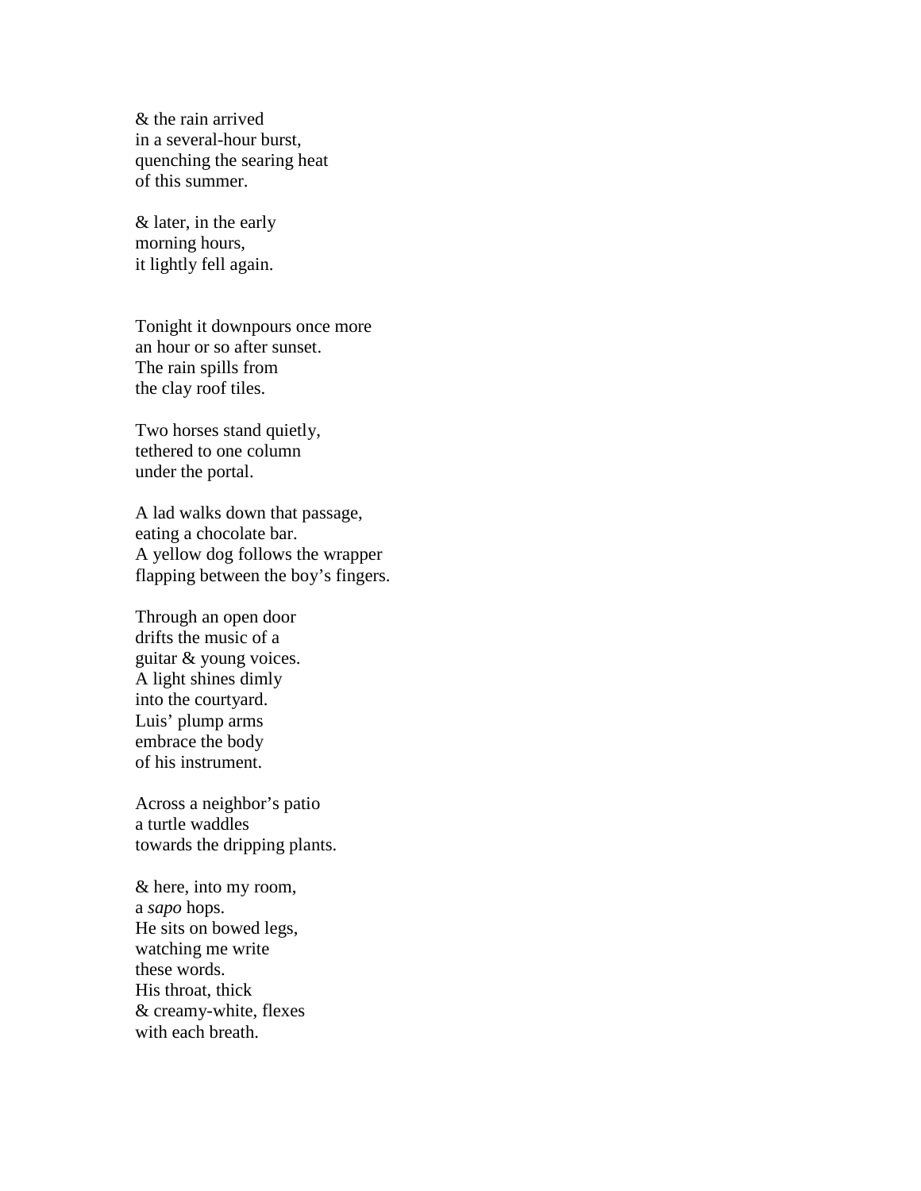& the rain arrived  
in a several-hour burst,  
quenching the searing heat  
of this summer.

& later, in the early  
morning hours,  
it lightly fell again.

Tonight it downpours once more  
an hour or so after sunset.  
The rain spills from  
the clay roof tiles.

Two horses stand quietly,  
tethered to one column  
under the portal.

A lad walks down that passage,  
eating a chocolate bar.  
A yellow dog follows the wrapper  
flapping between the boy's fingers.

Through an open door  
drifts the music of a  
guitar & young voices.  
A light shines dimly  
into the courtyard.  
Luis' plump arms  
embrace the body  
of his instrument.

Across a neighbor's patio  
a turtle waddles  
towards the dripping plants.

& here, into my room,  
a *sapo* hops.  
He sits on bowed legs,  
watching me write  
these words.  
His throat, thick  
& creamy-white, flexes  
with each breath.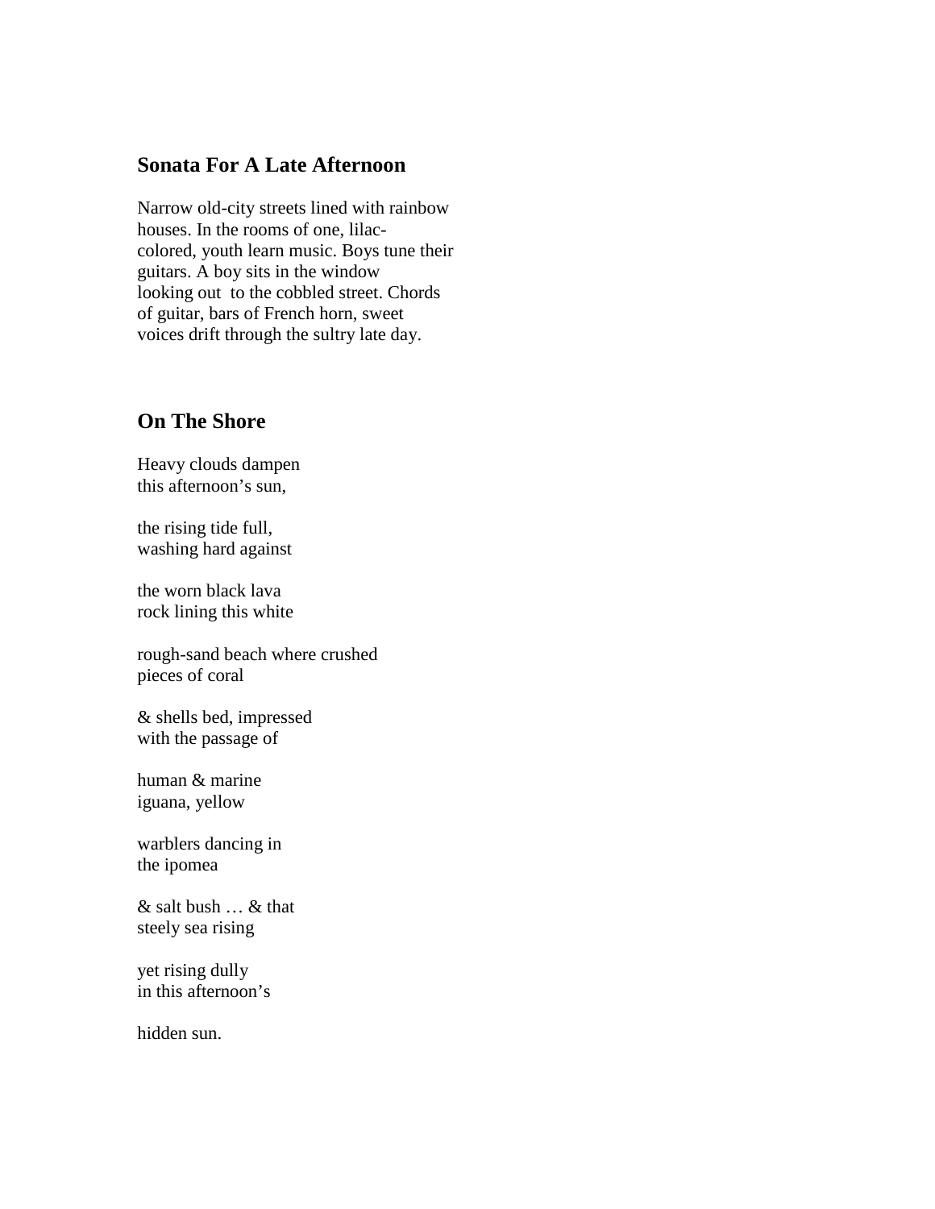## Sonata For A Late Afternoon

Narrow old-city streets lined with rainbow  
houses. In the rooms of one, lilac-  
colored, youth learn music. Boys tune their  
guitars. A boy sits in the window  
looking out to the cobbled street. Chords  
of guitar, bars of French horn, sweet  
voices drift through the sultry late day.

## On The Shore

Heavy clouds dampen  
this afternoon's sun,

the rising tide full,  
washing hard against

the worn black lava  
rock lining this white

rough-sand beach where crushed  
pieces of coral

& shells bed, impressed  
with the passage of

human & marine  
iguana, yellow

warblers dancing in  
the ipomea

& salt bush … & that  
steely sea rising

yet rising dully  
in this afternoon's

hidden sun.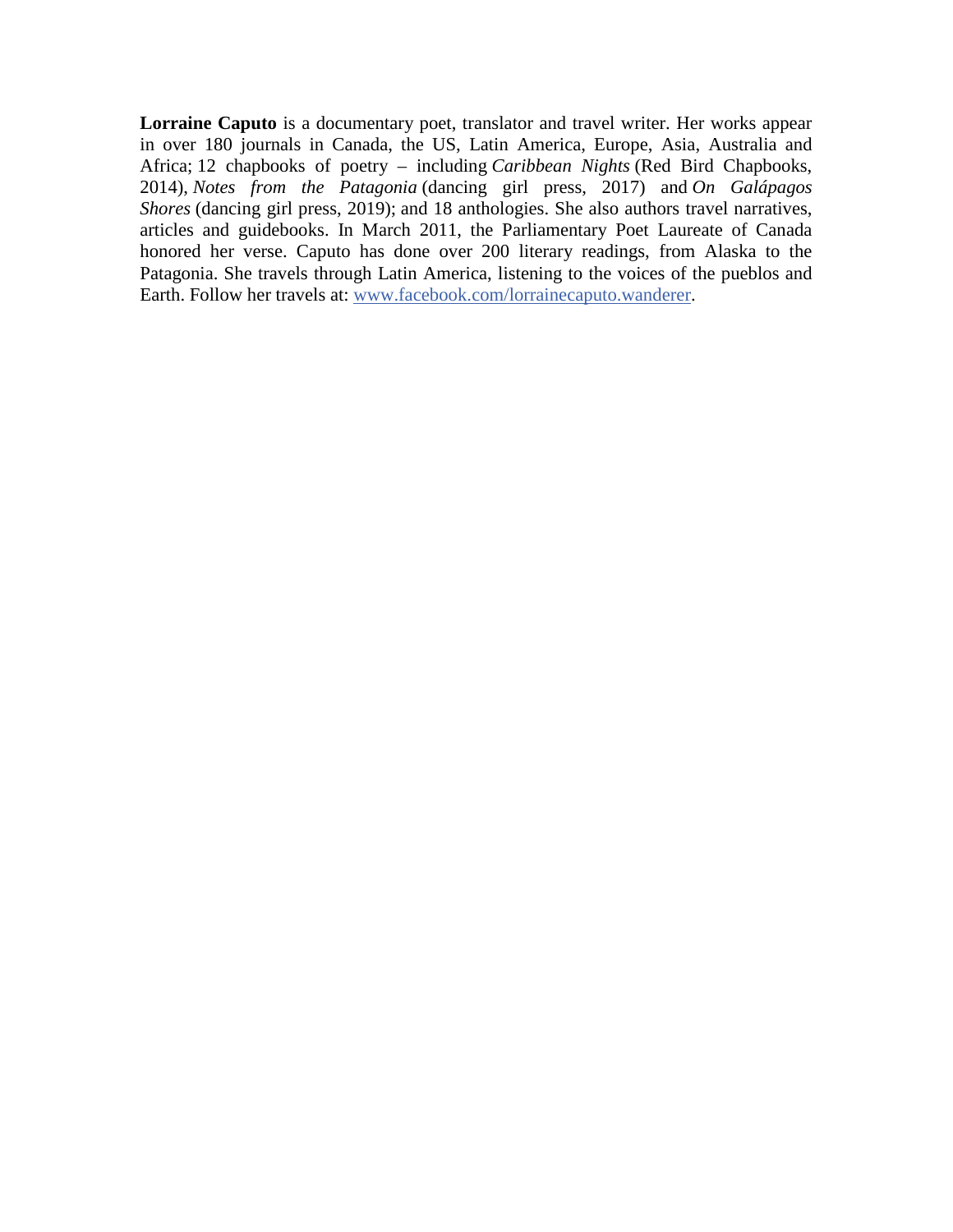**Lorraine Caputo** is a documentary poet, translator and travel writer. Her works appear in over 180 journals in Canada, the US, Latin America, Europe, Asia, Australia and Africa; 12 chapbooks of poetry – including *Caribbean Nights* (Red Bird Chapbooks, 2014), *Notes from the Patagonia* (dancing girl press, 2017) and *On Galápagos Shores* (dancing girl press, 2019); and 18 anthologies. She also authors travel narratives, articles and guidebooks. In March 2011, the Parliamentary Poet Laureate of Canada honored her verse. Caputo has done over 200 literary readings, from Alaska to the Patagonia. She travels through Latin America, listening to the voices of the pueblos and Earth. Follow her travels at: [www.facebook.com/lorrainecaputo.wanderer](http://www.facebook.com/lorrainecaputo.wanderer).